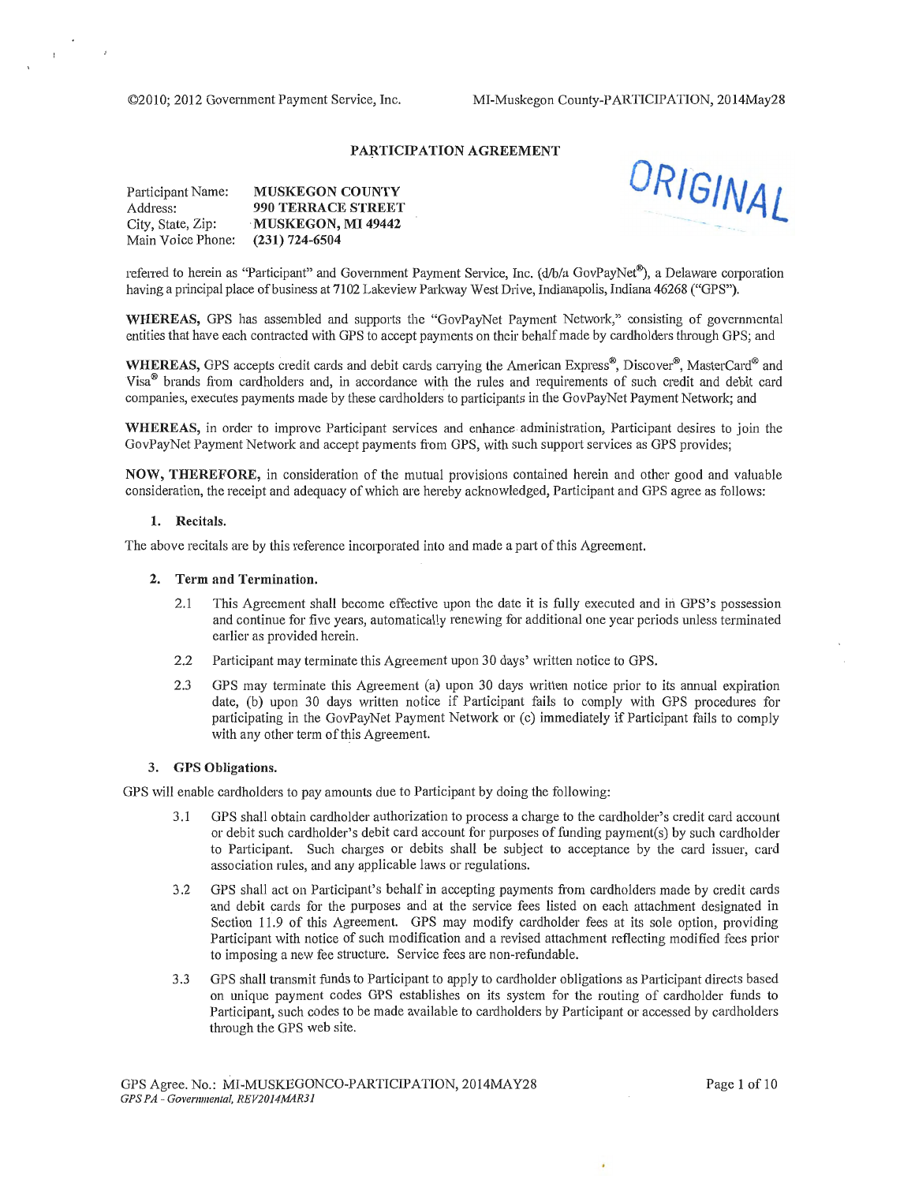**PARTICIPATION AGREEMENT**

ORIGINAL

| | |
|---|---|
| Participant Name: | **MUSKEGON COUNTY** |
| Address: | **990 TERRACE STREET** |
| City, State, Zip: | **MUSKEGON, MI 49442** |
| Main Voice Phone: | **(231) 724-6504** |

referred to herein as "Participant" and Government Payment Service, Inc. (d/b/a GovPayNet®), a Delaware corporation having a principal place of business at 7102 Lakeview Parkway West Drive, Indianapolis, Indiana 46268 ("GPS").

**WHEREAS,** GPS has assembled and supports the "GovPayNet Payment Network," consisting of governmental entities that have each contracted with GPS to accept payments on their behalf made by cardholders through GPS; and

**WHEREAS,** GPS accepts credit cards and debit cards carrying the American Express®, Discover®, MasterCard® and Visa® brands from cardholders and, in accordance with the rules and requirements of such credit and debit card companies, executes payments made by these cardholders to participants in the GovPayNet Payment Network; and

**WHEREAS,** in order to improve Participant services and enhance administration, Participant desires to join the GovPayNet Payment Network and accept payments from GPS, with such support services as GPS provides;

**NOW, THEREFORE,** in consideration of the mutual provisions contained herein and other good and valuable consideration, the receipt and adequacy of which are hereby acknowledged, Participant and GPS agree as follows:

**1. Recitals.**

The above recitals are by this reference incorporated into and made a part of this Agreement.

**2. Term and Termination.**

2.1 This Agreement shall become effective upon the date it is fully executed and in GPS's possession and continue for five years, automatically renewing for additional one year periods unless terminated earlier as provided herein.

2.2 Participant may terminate this Agreement upon 30 days' written notice to GPS.

2.3 GPS may terminate this Agreement (a) upon 30 days written notice prior to its annual expiration date, (b) upon 30 days written notice if Participant fails to comply with GPS procedures for participating in the GovPayNet Payment Network or (c) immediately if Participant fails to comply with any other term of this Agreement.

**3. GPS Obligations.**

GPS will enable cardholders to pay amounts due to Participant by doing the following:

3.1 GPS shall obtain cardholder authorization to process a charge to the cardholder's credit card account or debit such cardholder's debit card account for purposes of funding payment(s) by such cardholder to Participant. Such charges or debits shall be subject to acceptance by the card issuer, card association rules, and any applicable laws or regulations.

3.2 GPS shall act on Participant's behalf in accepting payments from cardholders made by credit cards and debit cards for the purposes and at the service fees listed on each attachment designated in Section 11.9 of this Agreement. GPS may modify cardholder fees at its sole option, providing Participant with notice of such modification and a revised attachment reflecting modified fees prior to imposing a new fee structure. Service fees are non-refundable.

3.3 GPS shall transmit funds to Participant to apply to cardholder obligations as Participant directs based on unique payment codes GPS establishes on its system for the routing of cardholder funds to Participant, such codes to be made available to cardholders by Participant or accessed by cardholders through the GPS web site.

GPS Agree. No.: MI-MUSKEGONCO-PARTICIPATION, 2014MAY28
*GPS PA - Governmental, REV2014MAR31*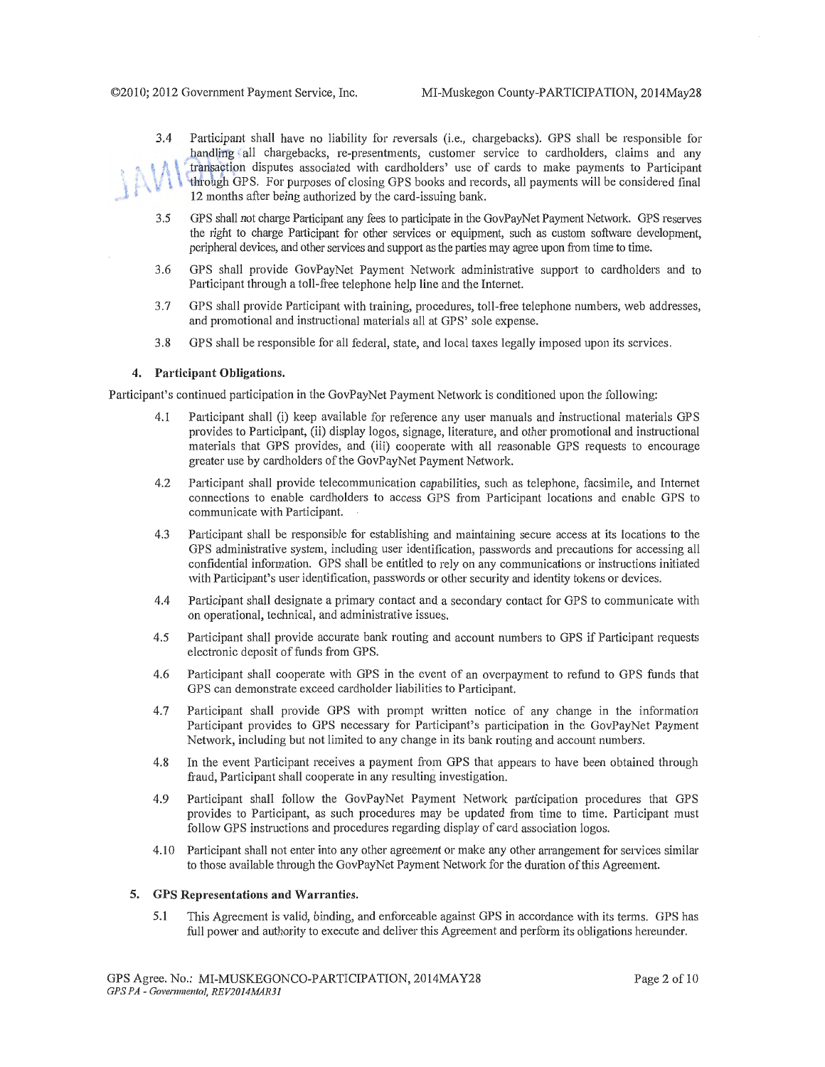3.4 Participant shall have no liability for reversals (i.e., chargebacks). GPS shall be responsible for handling all chargebacks, re-presentments, customer service to cardholders, claims and any transaction disputes associated with cardholders' use of cards to make payments to Participant through GPS. For purposes of closing GPS books and records, all payments will be considered final 12 months after being authorized by the card-issuing bank.

3.5 GPS shall not charge Participant any fees to participate in the GovPayNet Payment Network. GPS reserves the right to charge Participant for other services or equipment, such as custom software development, peripheral devices, and other services and support as the parties may agree upon from time to time.

3.6 GPS shall provide GovPayNet Payment Network administrative support to cardholders and to Participant through a toll-free telephone help line and the Internet.

3.7 GPS shall provide Participant with training, procedures, toll-free telephone numbers, web addresses, and promotional and instructional materials all at GPS' sole expense.

3.8 GPS shall be responsible for all federal, state, and local taxes legally imposed upon its services.

## 4. Participant Obligations.

Participant's continued participation in the GovPayNet Payment Network is conditioned upon the following:

4.1 Participant shall (i) keep available for reference any user manuals and instructional materials GPS provides to Participant, (ii) display logos, signage, literature, and other promotional and instructional materials that GPS provides, and (iii) cooperate with all reasonable GPS requests to encourage greater use by cardholders of the GovPayNet Payment Network.

4.2 Participant shall provide telecommunication capabilities, such as telephone, facsimile, and Internet connections to enable cardholders to access GPS from Participant locations and enable GPS to communicate with Participant.

4.3 Participant shall be responsible for establishing and maintaining secure access at its locations to the GPS administrative system, including user identification, passwords and precautions for accessing all confidential information. GPS shall be entitled to rely on any communications or instructions initiated with Participant's user identification, passwords or other security and identity tokens or devices.

4.4 Participant shall designate a primary contact and a secondary contact for GPS to communicate with on operational, technical, and administrative issues.

4.5 Participant shall provide accurate bank routing and account numbers to GPS if Participant requests electronic deposit of funds from GPS.

4.6 Participant shall cooperate with GPS in the event of an overpayment to refund to GPS funds that GPS can demonstrate exceed cardholder liabilities to Participant.

4.7 Participant shall provide GPS with prompt written notice of any change in the information Participant provides to GPS necessary for Participant's participation in the GovPayNet Payment Network, including but not limited to any change in its bank routing and account numbers.

4.8 In the event Participant receives a payment from GPS that appears to have been obtained through fraud, Participant shall cooperate in any resulting investigation.

4.9 Participant shall follow the GovPayNet Payment Network participation procedures that GPS provides to Participant, as such procedures may be updated from time to time. Participant must follow GPS instructions and procedures regarding display of card association logos.

4.10 Participant shall not enter into any other agreement or make any other arrangement for services similar to those available through the GovPayNet Payment Network for the duration of this Agreement.

## 5. GPS Representations and Warranties.

5.1 This Agreement is valid, binding, and enforceable against GPS in accordance with its terms. GPS has full power and authority to execute and deliver this Agreement and perform its obligations hereunder.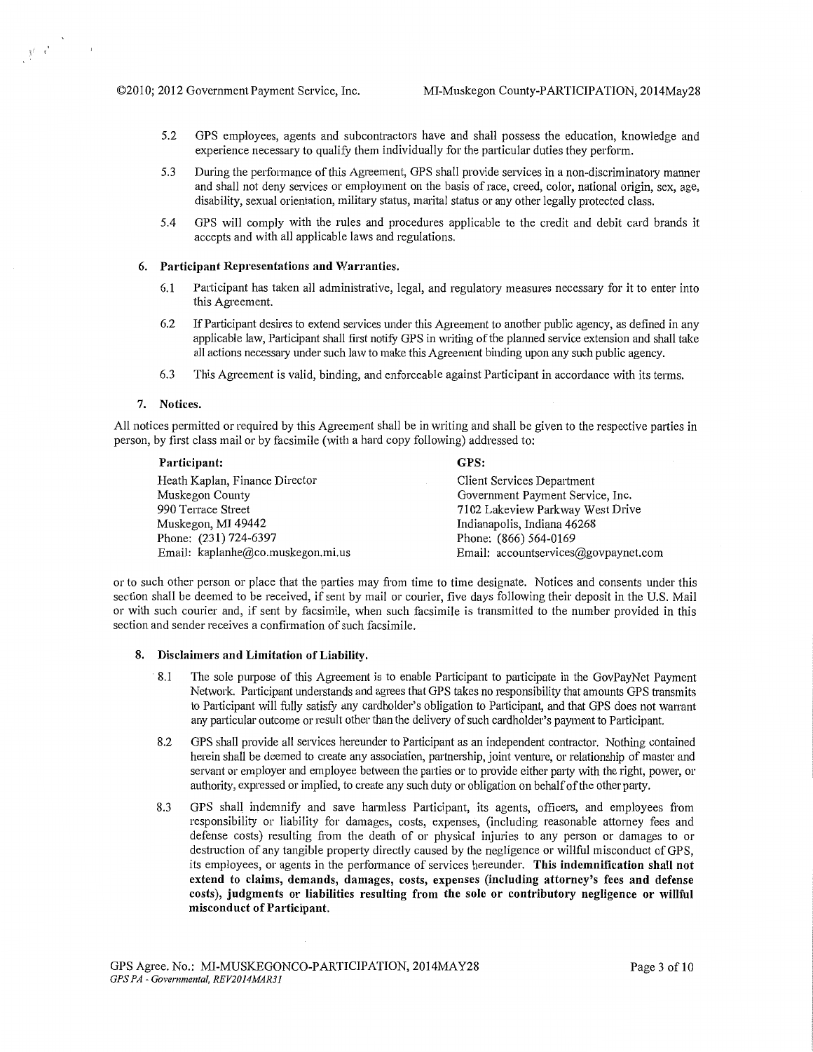5.2 GPS employees, agents and subcontractors have and shall possess the education, knowledge and experience necessary to qualify them individually for the particular duties they perform.

5.3 During the performance of this Agreement, GPS shall provide services in a non-discriminatory manner and shall not deny services or employment on the basis of race, creed, color, national origin, sex, age, disability, sexual orientation, military status, marital status or any other legally protected class.

5.4 GPS will comply with the rules and procedures applicable to the credit and debit card brands it accepts and with all applicable laws and regulations.

### 6. Participant Representations and Warranties.

6.1 Participant has taken all administrative, legal, and regulatory measures necessary for it to enter into this Agreement.

6.2 If Participant desires to extend services under this Agreement to another public agency, as defined in any applicable law, Participant shall first notify GPS in writing of the planned service extension and shall take all actions necessary under such law to make this Agreement binding upon any such public agency.

6.3 This Agreement is valid, binding, and enforceable against Participant in accordance with its terms.

### 7. Notices.

All notices permitted or required by this Agreement shall be in writing and shall be given to the respective parties in person, by first class mail or by facsimile (with a hard copy following) addressed to:

| **Participant:** | **GPS:** |
| --- | --- |
| Heath Kaplan, Finance Director | Client Services Department |
| Muskegon County | Government Payment Service, Inc. |
| 990 Terrace Street | 7102 Lakeview Parkway West Drive |
| Muskegon, MI 49442 | Indianapolis, Indiana 46268 |
| Phone: (231) 724-6397 | Phone: (866) 564-0169 |
| Email: kaplanhe@co.muskegon.mi.us | Email: accountservices@govpaynet.com |

or to such other person or place that the parties may from time to time designate. Notices and consents under this section shall be deemed to be received, if sent by mail or courier, five days following their deposit in the U.S. Mail or with such courier and, if sent by facsimile, when such facsimile is transmitted to the number provided in this section and sender receives a confirmation of such facsimile.

### 8. Disclaimers and Limitation of Liability.

8.1 The sole purpose of this Agreement is to enable Participant to participate in the GovPayNet Payment Network. Participant understands and agrees that GPS takes no responsibility that amounts GPS transmits to Participant will fully satisfy any cardholder's obligation to Participant, and that GPS does not warrant any particular outcome or result other than the delivery of such cardholder's payment to Participant.

8.2 GPS shall provide all services hereunder to Participant as an independent contractor. Nothing contained herein shall be deemed to create any association, partnership, joint venture, or relationship of master and servant or employer and employee between the parties or to provide either party with the right, power, or authority, expressed or implied, to create any such duty or obligation on behalf of the other party.

8.3 GPS shall indemnify and save harmless Participant, its agents, officers, and employees from responsibility or liability for damages, costs, expenses, (including reasonable attorney fees and defense costs) resulting from the death of or physical injuries to any person or damages to or destruction of any tangible property directly caused by the negligence or willful misconduct of GPS, its employees, or agents in the performance of services hereunder. **This indemnification shall not extend to claims, demands, damages, costs, expenses (including attorney's fees and defense costs), judgments or liabilities resulting from the sole or contributory negligence or willful misconduct of Participant.**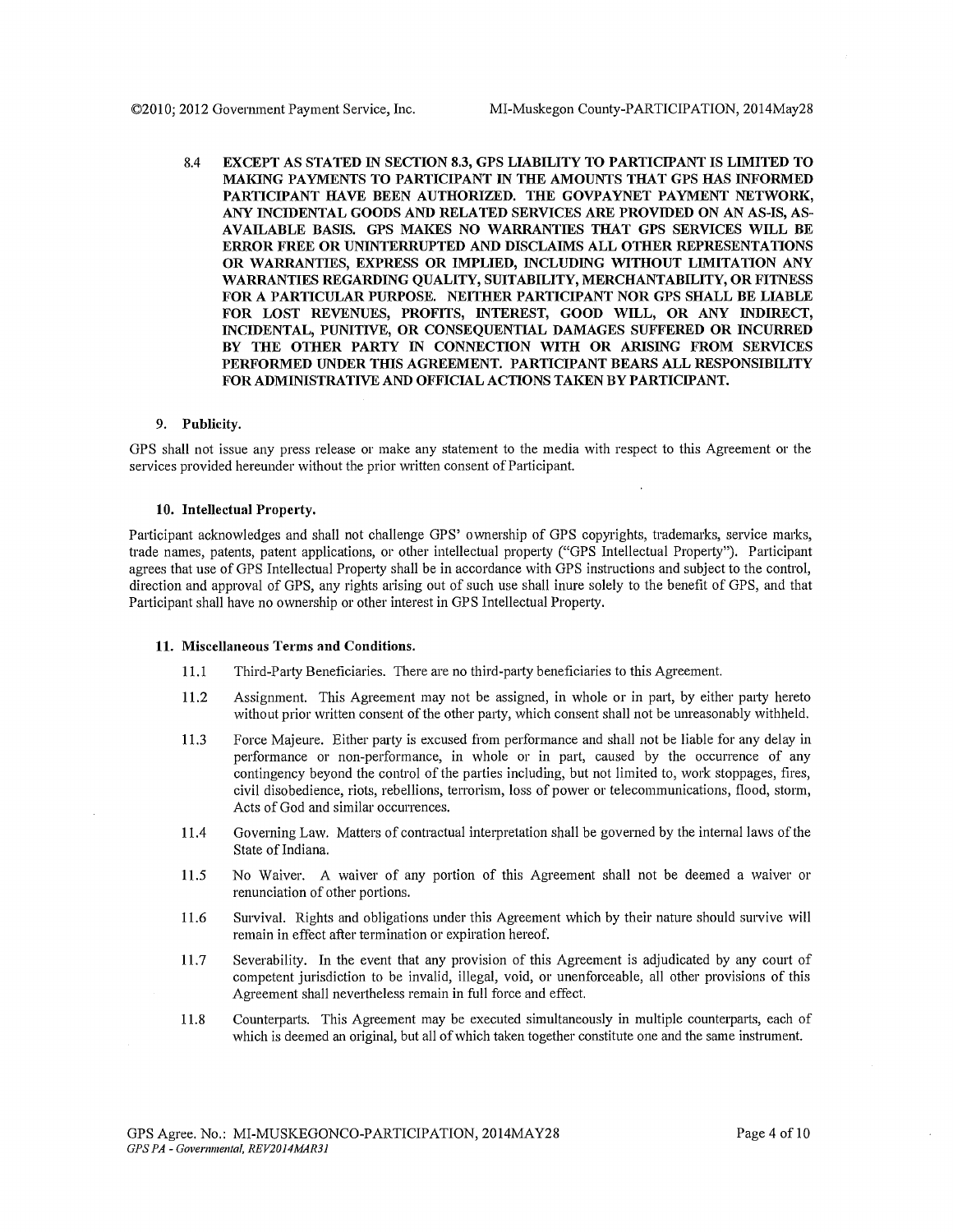8.4 **EXCEPT AS STATED IN SECTION 8.3, GPS LIABILITY TO PARTICIPANT IS LIMITED TO MAKING PAYMENTS TO PARTICIPANT IN THE AMOUNTS THAT GPS HAS INFORMED PARTICIPANT HAVE BEEN AUTHORIZED. THE GOVPAYNET PAYMENT NETWORK, ANY INCIDENTAL GOODS AND RELATED SERVICES ARE PROVIDED ON AN AS-IS, AS-AVAILABLE BASIS. GPS MAKES NO WARRANTIES THAT GPS SERVICES WILL BE ERROR FREE OR UNINTERRUPTED AND DISCLAIMS ALL OTHER REPRESENTATIONS OR WARRANTIES, EXPRESS OR IMPLIED, INCLUDING WITHOUT LIMITATION ANY WARRANTIES REGARDING QUALITY, SUITABILITY, MERCHANTABILITY, OR FITNESS FOR A PARTICULAR PURPOSE. NEITHER PARTICIPANT NOR GPS SHALL BE LIABLE FOR LOST REVENUES, PROFITS, INTEREST, GOOD WILL, OR ANY INDIRECT, INCIDENTAL, PUNITIVE, OR CONSEQUENTIAL DAMAGES SUFFERED OR INCURRED BY THE OTHER PARTY IN CONNECTION WITH OR ARISING FROM SERVICES PERFORMED UNDER THIS AGREEMENT. PARTICIPANT BEARS ALL RESPONSIBILITY FOR ADMINISTRATIVE AND OFFICIAL ACTIONS TAKEN BY PARTICIPANT.**

### 9. Publicity.

GPS shall not issue any press release or make any statement to the media with respect to this Agreement or the services provided hereunder without the prior written consent of Participant.

### 10. Intellectual Property.

Participant acknowledges and shall not challenge GPS' ownership of GPS copyrights, trademarks, service marks, trade names, patents, patent applications, or other intellectual property ("GPS Intellectual Property"). Participant agrees that use of GPS Intellectual Property shall be in accordance with GPS instructions and subject to the control, direction and approval of GPS, any rights arising out of such use shall inure solely to the benefit of GPS, and that Participant shall have no ownership or other interest in GPS Intellectual Property.

### 11. Miscellaneous Terms and Conditions.

11.1 Third-Party Beneficiaries. There are no third-party beneficiaries to this Agreement.

11.2 Assignment. This Agreement may not be assigned, in whole or in part, by either party hereto without prior written consent of the other party, which consent shall not be unreasonably withheld.

11.3 Force Majeure. Either party is excused from performance and shall not be liable for any delay in performance or non-performance, in whole or in part, caused by the occurrence of any contingency beyond the control of the parties including, but not limited to, work stoppages, fires, civil disobedience, riots, rebellions, terrorism, loss of power or telecommunications, flood, storm, Acts of God and similar occurrences.

11.4 Governing Law. Matters of contractual interpretation shall be governed by the internal laws of the State of Indiana.

11.5 No Waiver. A waiver of any portion of this Agreement shall not be deemed a waiver or renunciation of other portions.

11.6 Survival. Rights and obligations under this Agreement which by their nature should survive will remain in effect after termination or expiration hereof.

11.7 Severability. In the event that any provision of this Agreement is adjudicated by any court of competent jurisdiction to be invalid, illegal, void, or unenforceable, all other provisions of this Agreement shall nevertheless remain in full force and effect.

11.8 Counterparts. This Agreement may be executed simultaneously in multiple counterparts, each of which is deemed an original, but all of which taken together constitute one and the same instrument.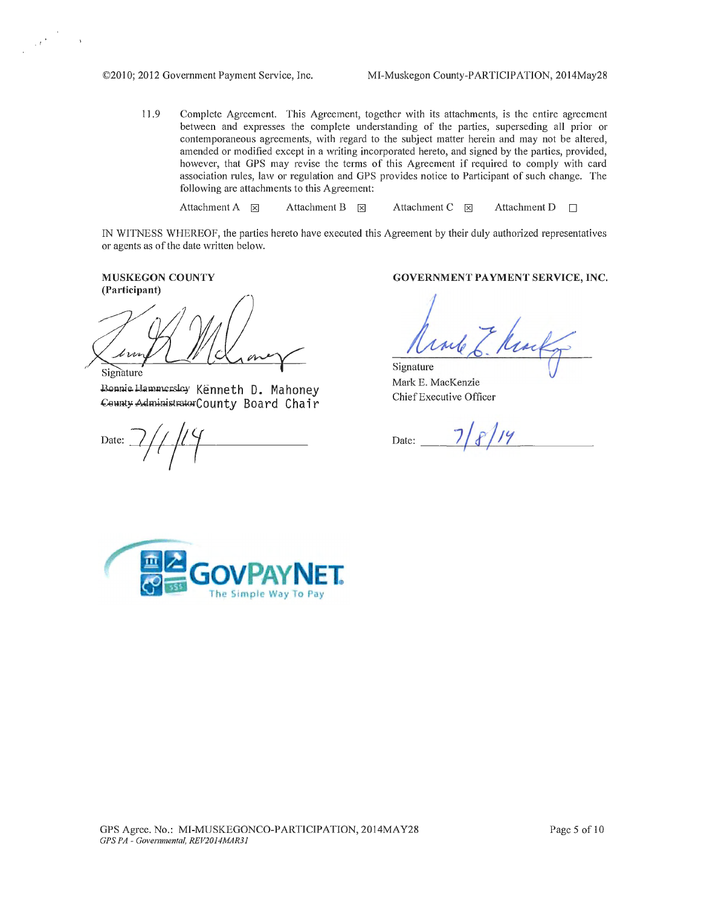11.9 Complete Agreement. This Agreement, together with its attachments, is the entire agreement between and expresses the complete understanding of the parties, superseding all prior or contemporaneous agreements, with regard to the subject matter herein and may not be altered, amended or modified except in a writing incorporated hereto, and signed by the parties, provided, however, that GPS may revise the terms of this Agreement if required to comply with card association rules, law or regulation and GPS provides notice to Participant of such change. The following are attachments to this Agreement:

Attachment A ☒ Attachment B ☒ Attachment C ☒ Attachment D ☐

IN WITNESS WHEREOF, the parties hereto have executed this Agreement by their duly authorized representatives or agents as of the date written below.

**MUSKEGON COUNTY**
**(Participant)**

Signature

~~Bonnie Hammersley~~ Kenneth D. Mahoney
~~County Administrator~~ County Board Chair

Date: 7/1/14

**GOVERNMENT PAYMENT SERVICE, INC.**

Signature

Mark E. MacKenzie
Chief Executive Officer

Date: 7/8/14

GOVPAYNET. The Simple Way To Pay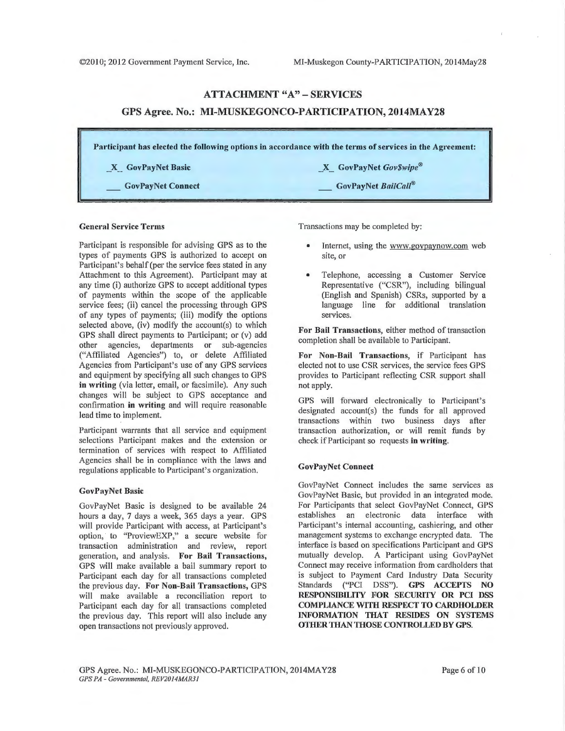## ATTACHMENT "A" – SERVICES

## GPS Agree. No.: MI-MUSKEGONCO-PARTICIPATION, 2014MAY28

**Participant has elected the following options in accordance with the terms of services in the Agreement:**

| | |
|---|---|
| _X_ **GovPayNet Basic** | _X_ **GovPayNet *Gov$wipe*®** |
| ___ **GovPayNet Connect** | ___ **GovPayNet *BailCall*®** |

### General Service Terms

Participant is responsible for advising GPS as to the types of payments GPS is authorized to accept on Participant's behalf (per the service fees stated in any Attachment to this Agreement). Participant may at any time (i) authorize GPS to accept additional types of payments within the scope of the applicable service fees; (ii) cancel the processing through GPS of any types of payments; (iii) modify the options selected above, (iv) modify the account(s) to which GPS shall direct payments to Participant; or (v) add other agencies, departments or sub-agencies ("Affiliated Agencies") to, or delete Affiliated Agencies from Participant's use of any GPS services and equipment by specifying all such changes to GPS **in writing** (via letter, email, or facsimile). Any such changes will be subject to GPS acceptance and confirmation **in writing** and will require reasonable lead time to implement.

Participant warrants that all service and equipment selections Participant makes and the extension or termination of services with respect to Affiliated Agencies shall be in compliance with the laws and regulations applicable to Participant's organization.

### GovPayNet Basic

GovPayNet Basic is designed to be available 24 hours a day, 7 days a week, 365 days a year. GPS will provide Participant with access, at Participant's option, to "ProviewEXP," a secure website for transaction administration and review, report generation, and analysis. **For Bail Transactions,** GPS will make available a bail summary report to Participant each day for all transactions completed the previous day. **For Non-Bail Transactions,** GPS will make available a reconciliation report to Participant each day for all transactions completed the previous day. This report will also include any open transactions not previously approved.

Transactions may be completed by:

- Internet, using the www.govpaynow.com web site, or
- Telephone, accessing a Customer Service Representative ("CSR"), including bilingual (English and Spanish) CSRs, supported by a language line for additional translation services.

**For Bail Transactions**, either method of transaction completion shall be available to Participant.

**For Non-Bail Transactions**, if Participant has elected not to use CSR services, the service fees GPS provides to Participant reflecting CSR support shall not apply.

GPS will forward electronically to Participant's designated account(s) the funds for all approved transactions within two business days after transaction authorization, or will remit funds by check if Participant so requests **in writing**.

### GovPayNet Connect

GovPayNet Connect includes the same services as GovPayNet Basic, but provided in an integrated mode. For Participants that select GovPayNet Connect, GPS establishes an electronic data interface with Participant's internal accounting, cashiering, and other management systems to exchange encrypted data. The interface is based on specifications Participant and GPS mutually develop. A Participant using GovPayNet Connect may receive information from cardholders that is subject to Payment Card Industry Data Security Standards ("PCI DSS"). **GPS ACCEPTS NO RESPONSIBILITY FOR SECURITY OR PCI DSS COMPLIANCE WITH RESPECT TO CARDHOLDER INFORMATION THAT RESIDES ON SYSTEMS OTHER THAN THOSE CONTROLLED BY GPS.**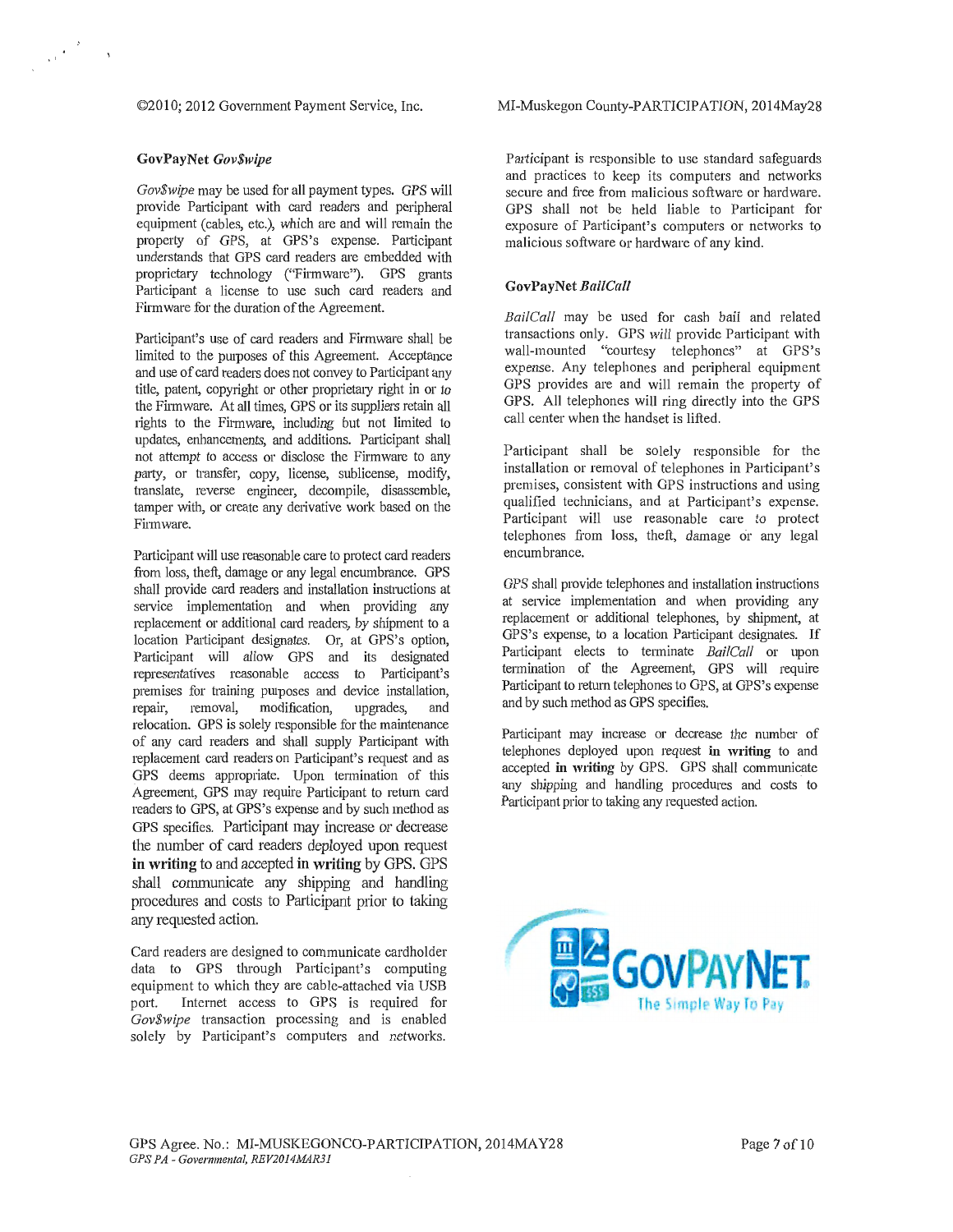### GovPayNet *Gov$wipe*

*Gov$wipe* may be used for all payment types. GPS will provide Participant with card readers and peripheral equipment (cables, etc.), which are and will remain the property of GPS, at GPS's expense. Participant understands that GPS card readers are embedded with proprietary technology ("Firmware"). GPS grants Participant a license to use such card readers and Firmware for the duration of the Agreement.

Participant's use of card readers and Firmware shall be limited to the purposes of this Agreement. Acceptance and use of card readers does not convey to Participant any title, patent, copyright or other proprietary right in or to the Firmware. At all times, GPS or its suppliers retain all rights to the Firmware, including but not limited to updates, enhancements, and additions. Participant shall not attempt to access or disclose the Firmware to any party, or transfer, copy, license, sublicense, modify, translate, reverse engineer, decompile, disassemble, tamper with, or create any derivative work based on the Firmware.

Participant will use reasonable care to protect card readers from loss, theft, damage or any legal encumbrance. GPS shall provide card readers and installation instructions at service implementation and when providing any replacement or additional card readers, by shipment to a location Participant designates. Or, at GPS's option, Participant will allow GPS and its designated representatives reasonable access to Participant's premises for training purposes and device installation, repair, removal, modification, upgrades, and relocation. GPS is solely responsible for the maintenance of any card readers and shall supply Participant with replacement card readers on Participant's request and as GPS deems appropriate. Upon termination of this Agreement, GPS may require Participant to return card readers to GPS, at GPS's expense and by such method as GPS specifies. Participant may increase or decrease the number of card readers deployed upon request **in writing** to and accepted **in writing** by GPS. GPS shall communicate any shipping and handling procedures and costs to Participant prior to taking any requested action.

Card readers are designed to communicate cardholder data to GPS through Participant's computing equipment to which they are cable-attached via USB port. Internet access to GPS is required for *Gov$wipe* transaction processing and is enabled solely by Participant's computers and networks. Participant is responsible to use standard safeguards and practices to keep its computers and networks secure and free from malicious software or hardware. GPS shall not be held liable to Participant for exposure of Participant's computers or networks to malicious software or hardware of any kind.

### GovPayNet *BailCall*

*BailCall* may be used for cash bail and related transactions only. GPS will provide Participant with wall-mounted "courtesy telephones" at GPS's expense. Any telephones and peripheral equipment GPS provides are and will remain the property of GPS. All telephones will ring directly into the GPS call center when the handset is lifted.

Participant shall be solely responsible for the installation or removal of telephones in Participant's premises, consistent with GPS instructions and using qualified technicians, and at Participant's expense. Participant will use reasonable care to protect telephones from loss, theft, damage or any legal encumbrance.

GPS shall provide telephones and installation instructions at service implementation and when providing any replacement or additional telephones, by shipment, at GPS's expense, to a location Participant designates. If Participant elects to terminate *BailCall* or upon termination of the Agreement, GPS will require Participant to return telephones to GPS, at GPS's expense and by such method as GPS specifies.

Participant may increase or decrease the number of telephones deployed upon request **in writing** to and accepted **in writing** by GPS. GPS shall communicate any shipping and handling procedures and costs to Participant prior to taking any requested action.

GOVPAYNET
The Simple Way To Pay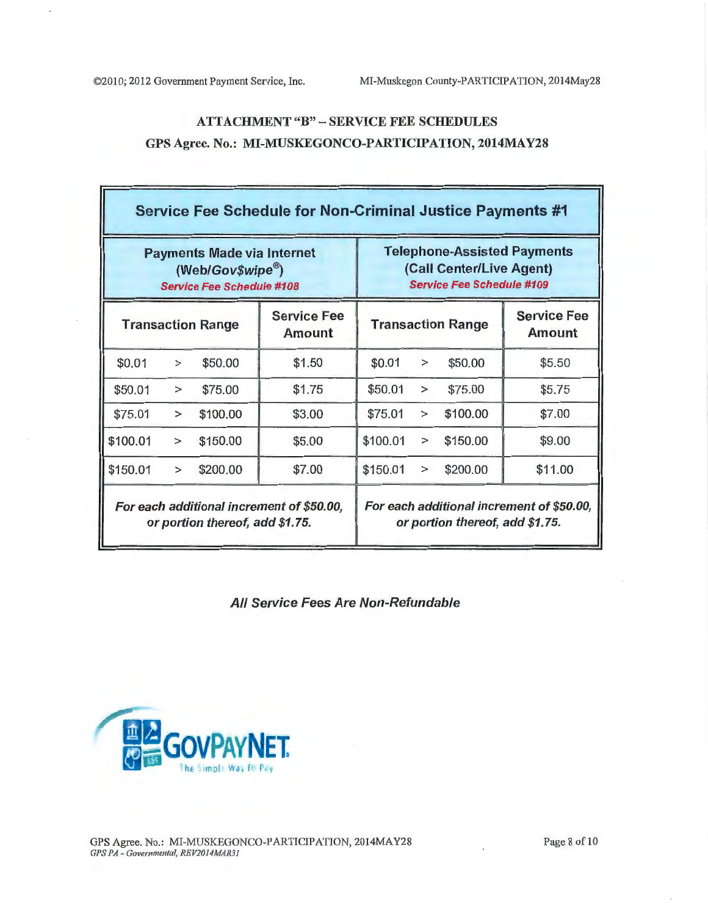## ATTACHMENT "B" – SERVICE FEE SCHEDULES

## GPS Agree. No.: MI-MUSKEGONCO-PARTICIPATION, 2014MAY28

| Service Fee Schedule for Non-Criminal Justice Payments #1 | | | |
|---|---|---|---|
| **Payments Made via Internet (Web/*Gov$wipe*®)** *Service Fee Schedule #108* | | **Telephone-Assisted Payments (Call Center/Live Agent)** *Service Fee Schedule #109* | |
| **Transaction Range** | **Service Fee Amount** | **Transaction Range** | **Service Fee Amount** |
| $0.01 > $50.00 | $1.50 | $0.01 > $50.00 | $5.50 |
| $50.01 > $75.00 | $1.75 | $50.01 > $75.00 | $5.75 |
| $75.01 > $100.00 | $3.00 | $75.01 > $100.00 | $7.00 |
| $100.01 > $150.00 | $5.00 | $100.01 > $150.00 | $9.00 |
| $150.01 > $200.00 | $7.00 | $150.01 > $200.00 | $11.00 |
| *For each additional increment of $50.00, or portion thereof, add $1.75.* | | *For each additional increment of $50.00, or portion thereof, add $1.75.* | |

***All Service Fees Are Non-Refundable***

GOVPAYNET. The Simple Way to Pay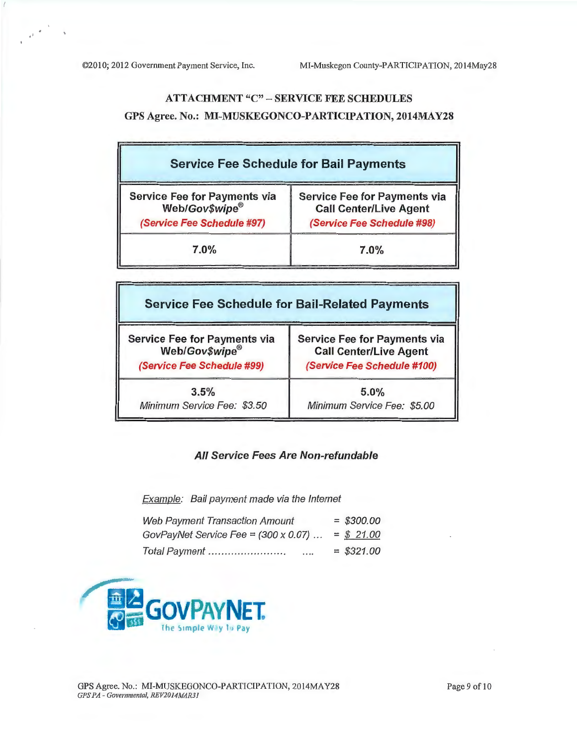## ATTACHMENT "C" – SERVICE FEE SCHEDULES

## GPS Agree. No.: MI-MUSKEGONCO-PARTICIPATION, 2014MAY28

| Service Fee Schedule for Bail Payments | |
|---|---|
| Service Fee for Payments via Web/*Gov$wipe*® *(Service Fee Schedule #97)* | Service Fee for Payments via Call Center/Live Agent *(Service Fee Schedule #98)* |
| 7.0% | 7.0% |

| Service Fee Schedule for Bail-Related Payments | |
|---|---|
| Service Fee for Payments via Web/*Gov$wipe*® *(Service Fee Schedule #99)* | Service Fee for Payments via Call Center/Live Agent *(Service Fee Schedule #100)* |
| 3.5% *Minimum Service Fee: $3.50* | 5.0% *Minimum Service Fee: $5.00* |

***All Service Fees Are Non-refundable***

*Example: Bail payment made via the Internet*

| | |
|---|---|
| *Web Payment Transaction Amount* | *= $300.00* |
| *GovPayNet Service Fee = (300 x 0.07) …* | *= $ 21.00* |
| *Total Payment …………………… ….* | *= $321.00* |

GOVPAYNET
The Simple Way To Pay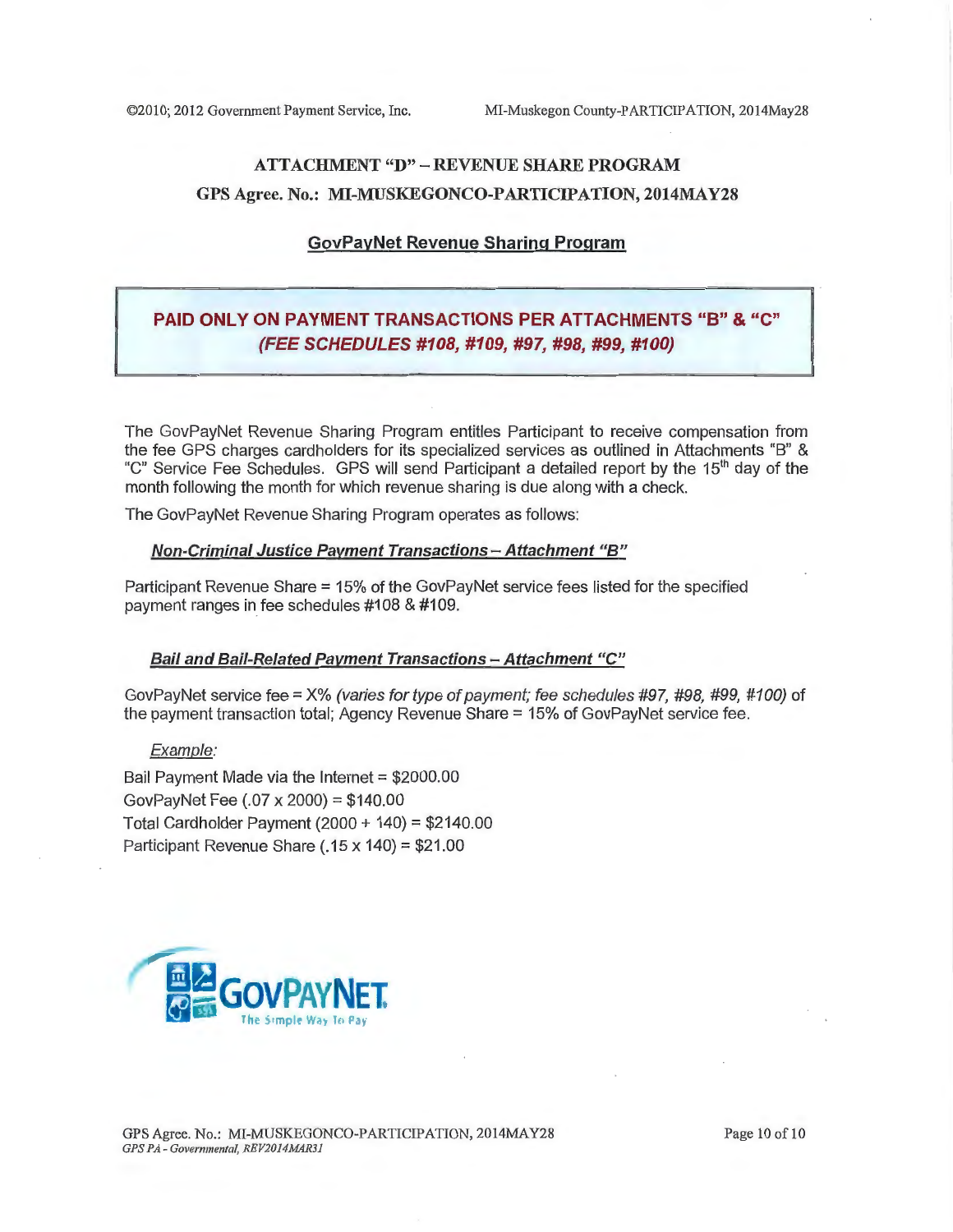# ATTACHMENT "D" – REVENUE SHARE PROGRAM

## GPS Agree. No.: MI-MUSKEGONCO-PARTICIPATION, 2014MAY28

### GovPayNet Revenue Sharing Program

**PAID ONLY ON PAYMENT TRANSACTIONS PER ATTACHMENTS "B" & "C"**
***(FEE SCHEDULES #108, #109, #97, #98, #99, #100)***

The GovPayNet Revenue Sharing Program entitles Participant to receive compensation from the fee GPS charges cardholders for its specialized services as outlined in Attachments "B" & "C" Service Fee Schedules. GPS will send Participant a detailed report by the 15th day of the month following the month for which revenue sharing is due along with a check.

The GovPayNet Revenue Sharing Program operates as follows:

***Non-Criminal Justice Payment Transactions – Attachment "B"***

Participant Revenue Share = 15% of the GovPayNet service fees listed for the specified payment ranges in fee schedules #108 & #109.

***Bail and Bail-Related Payment Transactions – Attachment "C"***

GovPayNet service fee = X% *(varies for type of payment; fee schedules #97, #98, #99, #100)* of the payment transaction total; Agency Revenue Share = 15% of GovPayNet service fee.

*Example:*

Bail Payment Made via the Internet = $2000.00
GovPayNet Fee (.07 x 2000) = $140.00
Total Cardholder Payment (2000 + 140) = $2140.00
Participant Revenue Share (.15 x 140) = $21.00

GOVPAYNET
The Simple Way To Pay

GPS Agree. No.: MI-MUSKEGONCO-PARTICIPATION, 2014MAY28
*GPS PA - Governmental, REV2014MAR31*